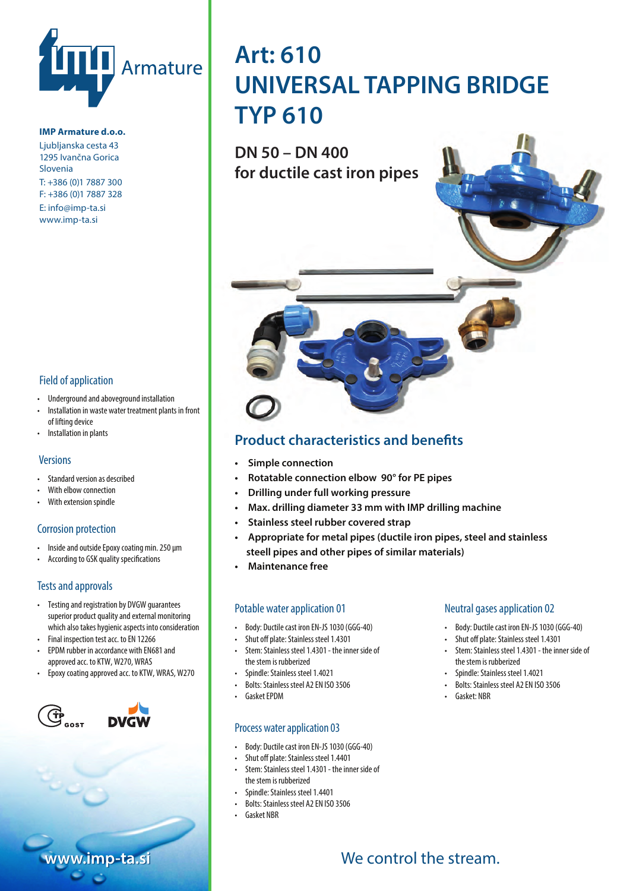# Art: 610 UNIVERSAL TAPPING BRIDGE TYP 610

## DN 50 – DN 400 for ductile cast iron pipes

**IMP Armature d.o.o.**
Ljubljanska cesta 43
1295 Ivančna Gorica
Slovenia
T: +386 (0)1 7887 300
F: +386 (0)1 7887 328
E: info@imp-ta.si
www.imp-ta.si

### Field of application

- Underground and aboveground installation
- Installation in waste water treatment plants in front of lifting device
- Installation in plants

### Versions

- Standard version as described
- With elbow connection
- With extension spindle

### Corrosion protection

- Inside and outside Epoxy coating min. 250 µm
- According to GSK quality specifications

### Tests and approvals

- Testing and registration by DVGW guarantees superior product quality and external monitoring which also takes hygienic aspects into consideration
- Final inspection test acc. to EN 12266
- EPDM rubber in accordance with EN681 and approved acc. to KTW, W270, WRAS
- Epoxy coating approved acc. to KTW, WRAS, W270

GOST DVGW

## Product characteristics and benefits

- **Simple connection**
- **Rotatable connection elbow 90° for PE pipes**
- **Drilling under full working pressure**
- **Max. drilling diameter 33 mm with IMP drilling machine**
- **Stainless steel rubber covered strap**
- **Appropriate for metal pipes (ductile iron pipes, steel and stainless steell pipes and other pipes of similar materials)**
- **Maintenance free**

### Potable water application 01

- Body: Ductile cast iron EN-JS 1030 (GGG-40)
- Shut off plate: Stainless steel 1.4301
- Stem: Stainless steel 1.4301 - the inner side of the stem is rubberized
- Spindle: Stainless steel 1.4021
- Bolts: Stainless steel A2 EN ISO 3506
- Gasket EPDM

### Process water application 03

- Body: Ductile cast iron EN-JS 1030 (GGG-40)
- Shut off plate: Stainless steel 1.4401
- Stem: Stainless steel 1.4301 - the inner side of the stem is rubberized
- Spindle: Stainless steel 1.4401
- Bolts: Stainless steel A2 EN ISO 3506
- Gasket NBR

### Neutral gases application 02

- Body: Ductile cast iron EN-JS 1030 (GGG-40)
- Shut off plate: Stainless steel 1.4301
- Stem: Stainless steel 1.4301 - the inner side of the stem is rubberized
- Spindle: Stainless steel 1.4021
- Bolts: Stainless steel A2 EN ISO 3506
- Gasket: NBR

www.imp-ta.si

We control the stream.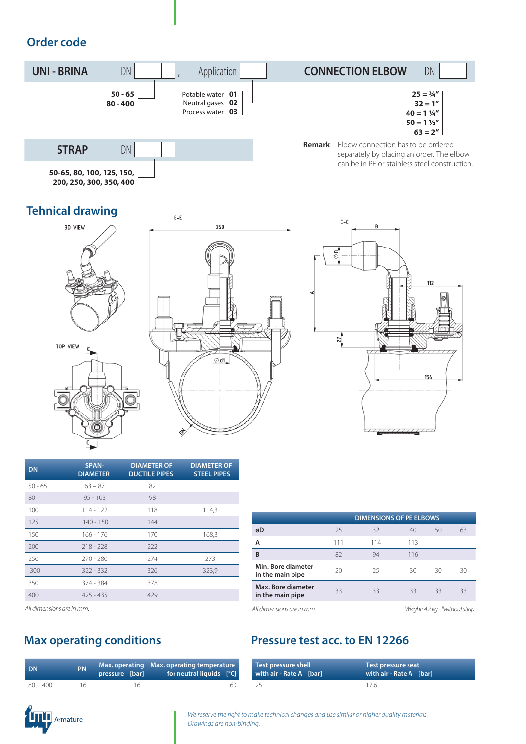## Order code

**UNI - BRINA** DN [ ] [ ] [ ] , Application [ ] [ ]

**50 - 65**
**80 - 400**

Potable water **01**
Neutral gases **02**
Process water **03**

**CONNECTION ELBOW** DN [ ] [ ]

**25 = ¾"**
**32 = 1"**
**40 = 1 ¼"**
**50 = 1 ½"**
**63 = 2"**

**STRAP** DN [ ] [ ] [ ]

**50-65, 80, 100, 125, 150,**
**200, 250, 300, 350, 400**

**Remark**: Elbow connection has to be ordered separately by placing an order. The elbow can be in PE or stainless steel construction.

## Tehnical drawing

3D VIEW

TOP VIEW

E-E

250

Ø d1

DN

C-C

B

Ø D

A

27

112

154

| DN | SPAN-DIAMETER | DIAMETER OF DUCTILE PIPES | DIAMETER OF STEEL PIPES |
|---|---|---|---|
| 50 - 65 | 63 – 87 | 82 | |
| 80 | 95 - 103 | 98 | |
| 100 | 114 - 122 | 118 | 114,3 |
| 125 | 140 - 150 | 144 | |
| 150 | 166 - 176 | 170 | 168,3 |
| 200 | 218 - 228 | 222 | |
| 250 | 270 - 280 | 274 | 273 |
| 300 | 322 - 332 | 326 | 323,9 |
| 350 | 374 - 384 | 378 | |
| 400 | 425 - 435 | 429 | |

*All dimensions are in mm.*

| | DIMENSIONS OF PE ELBOWS | | | | |
|---|---|---|---|---|---|
| **øD** | 25 | 32 | 40 | 50 | 63 |
| **A** | 111 | 114 | 113 | | |
| **B** | 82 | 94 | 116 | | |
| **Min. Bore diameter in the main pipe** | 20 | 25 | 30 | 30 | 30 |
| **Max. Bore diameter in the main pipe** | 33 | 33 | 33 | 33 | 33 |

*All dimensions are in mm.* *Weight: 4.2 kg \*without strap*

## Max operating conditions

| DN | PN | Max. operating pressure [bar] | Max. operating temperature for neutral liquids [°C] |
|---|---|---|---|
| 80…400 | 16 | 16 | 60 |

## Pressure test acc. to EN 12266

| Test pressure shell with air - Rate A [bar] | Test pressure seat with air - Rate A [bar] |
|---|---|
| 25 | 17,6 |

Armature

*We reserve the right to make technical changes and use similar or higher quality materials. Drawings are non-binding.*